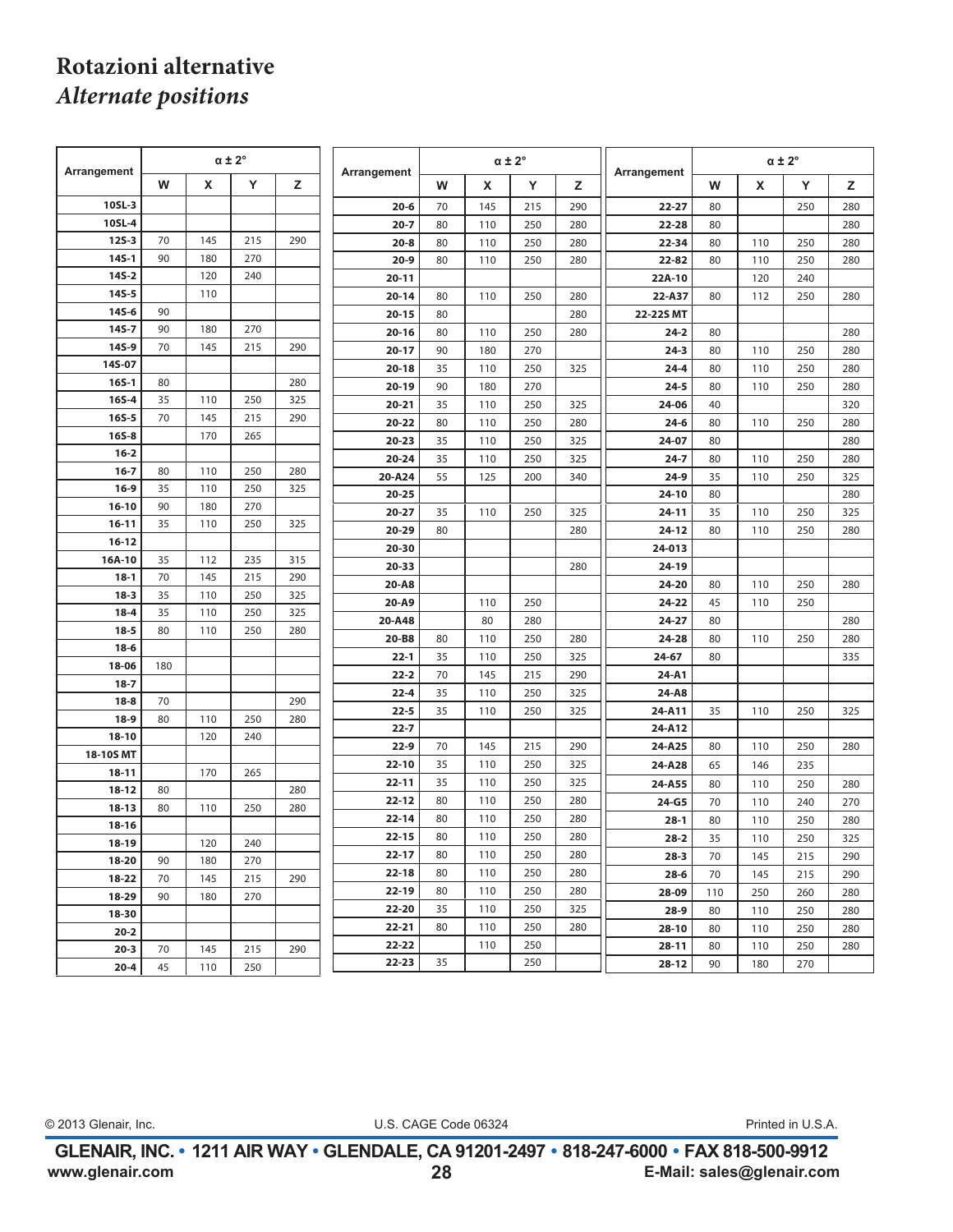# Rotazioni alternative

*Alternate positions*

| Arrangement | α ± 2° | | | |
|---|---|---|---|---|
| | W | X | Y | Z |
| 10SL-3 | | | | |
| 10SL-4 | | | | |
| 12S-3 | 70 | 145 | 215 | 290 |
| 14S-1 | 90 | 180 | 270 | |
| 14S-2 | | 120 | 240 | |
| 14S-5 | | 110 | | |
| 14S-6 | 90 | | | |
| 14S-7 | 90 | 180 | 270 | |
| 14S-9 | 70 | 145 | 215 | 290 |
| 14S-07 | | | | |
| 16S-1 | 80 | | | 280 |
| 16S-4 | 35 | 110 | 250 | 325 |
| 16S-5 | 70 | 145 | 215 | 290 |
| 16S-8 | | 170 | 265 | |
| 16-2 | | | | |
| 16-7 | 80 | 110 | 250 | 280 |
| 16-9 | 35 | 110 | 250 | 325 |
| 16-10 | 90 | 180 | 270 | |
| 16-11 | 35 | 110 | 250 | 325 |
| 16-12 | | | | |
| 16A-10 | 35 | 112 | 235 | 315 |
| 18-1 | 70 | 145 | 215 | 290 |
| 18-3 | 35 | 110 | 250 | 325 |
| 18-4 | 35 | 110 | 250 | 325 |
| 18-5 | 80 | 110 | 250 | 280 |
| 18-6 | | | | |
| 18-06 | 180 | | | |
| 18-7 | | | | |
| 18-8 | 70 | | | 290 |
| 18-9 | 80 | 110 | 250 | 280 |
| 18-10 | | 120 | 240 | |
| 18-10S MT | | | | |
| 18-11 | | 170 | 265 | |
| 18-12 | 80 | | | 280 |
| 18-13 | 80 | 110 | 250 | 280 |
| 18-16 | | | | |
| 18-19 | | 120 | 240 | |
| 18-20 | 90 | 180 | 270 | |
| 18-22 | 70 | 145 | 215 | 290 |
| 18-29 | 90 | 180 | 270 | |
| 18-30 | | | | |
| 20-2 | | | | |
| 20-3 | 70 | 145 | 215 | 290 |
| 20-4 | 45 | 110 | 250 | |
| 20-6 | 70 | 145 | 215 | 290 |
| 20-7 | 80 | 110 | 250 | 280 |
| 20-8 | 80 | 110 | 250 | 280 |
| 20-9 | 80 | 110 | 250 | 280 |
| 20-11 | | | | |
| 20-14 | 80 | 110 | 250 | 280 |
| 20-15 | 80 | | | 280 |
| 20-16 | 80 | 110 | 250 | 280 |
| 20-17 | 90 | 180 | 270 | |
| 20-18 | 35 | 110 | 250 | 325 |
| 20-19 | 90 | 180 | 270 | |
| 20-21 | 35 | 110 | 250 | 325 |
| 20-22 | 80 | 110 | 250 | 280 |
| 20-23 | 35 | 110 | 250 | 325 |
| 20-24 | 35 | 110 | 250 | 325 |
| 20-A24 | 55 | 125 | 200 | 340 |
| 20-25 | | | | |
| 20-27 | 35 | 110 | 250 | 325 |
| 20-29 | 80 | | | 280 |
| 20-30 | | | | |
| 20-33 | | | | 280 |
| 20-A8 | | | | |
| 20-A9 | | 110 | 250 | |
| 20-A48 | | 80 | 280 | |
| 20-B8 | 80 | 110 | 250 | 280 |
| 22-1 | 35 | 110 | 250 | 325 |
| 22-2 | 70 | 145 | 215 | 290 |
| 22-4 | 35 | 110 | 250 | 325 |
| 22-5 | 35 | 110 | 250 | 325 |
| 22-7 | | | | |
| 22-9 | 70 | 145 | 215 | 290 |
| 22-10 | 35 | 110 | 250 | 325 |
| 22-11 | 35 | 110 | 250 | 325 |
| 22-12 | 80 | 110 | 250 | 280 |
| 22-14 | 80 | 110 | 250 | 280 |
| 22-15 | 80 | 110 | 250 | 280 |
| 22-17 | 80 | 110 | 250 | 280 |
| 22-18 | 80 | 110 | 250 | 280 |
| 22-19 | 80 | 110 | 250 | 280 |
| 22-20 | 35 | 110 | 250 | 325 |
| 22-21 | 80 | 110 | 250 | 280 |
| 22-22 | | 110 | 250 | |
| 22-23 | 35 | | 250 | |
| 22-27 | 80 | | 250 | 280 |
| 22-28 | 80 | | | 280 |
| 22-34 | 80 | 110 | 250 | 280 |
| 22-82 | 80 | 110 | 250 | 280 |
| 22A-10 | | 120 | 240 | |
| 22-A37 | 80 | 112 | 250 | 280 |
| 22-22S MT | | | | |
| 24-2 | 80 | | | 280 |
| 24-3 | 80 | 110 | 250 | 280 |
| 24-4 | 80 | 110 | 250 | 280 |
| 24-5 | 80 | 110 | 250 | 280 |
| 24-06 | 40 | | | 320 |
| 24-6 | 80 | 110 | 250 | 280 |
| 24-07 | 80 | | | 280 |
| 24-7 | 80 | 110 | 250 | 280 |
| 24-9 | 35 | 110 | 250 | 325 |
| 24-10 | 80 | | | 280 |
| 24-11 | 35 | 110 | 250 | 325 |
| 24-12 | 80 | 110 | 250 | 280 |
| 24-013 | | | | |
| 24-19 | | | | |
| 24-20 | 80 | 110 | 250 | 280 |
| 24-22 | 45 | 110 | 250 | |
| 24-27 | 80 | | | 280 |
| 24-28 | 80 | 110 | 250 | 280 |
| 24-67 | 80 | | | 335 |
| 24-A1 | | | | |
| 24-A8 | | | | |
| 24-A11 | 35 | 110 | 250 | 325 |
| 24-A12 | | | | |
| 24-A25 | 80 | 110 | 250 | 280 |
| 24-A28 | 65 | 146 | 235 | |
| 24-A55 | 80 | 110 | 250 | 280 |
| 24-G5 | 70 | 110 | 240 | 270 |
| 28-1 | 80 | 110 | 250 | 280 |
| 28-2 | 35 | 110 | 250 | 325 |
| 28-3 | 70 | 145 | 215 | 290 |
| 28-6 | 70 | 145 | 215 | 290 |
| 28-09 | 110 | 250 | 260 | 280 |
| 28-9 | 80 | 110 | 250 | 280 |
| 28-10 | 80 | 110 | 250 | 280 |
| 28-11 | 80 | 110 | 250 | 280 |
| 28-12 | 90 | 180 | 270 | |

© 2013 Glenair, Inc. U.S. CAGE Code 06324 Printed in U.S.A.

**GLENAIR, INC. • 1211 AIR WAY • GLENDALE, CA 91201-2497 • 818-247-6000 • FAX 818-500-9912**

**www.glenair.com** **E-Mail: sales@glenair.com**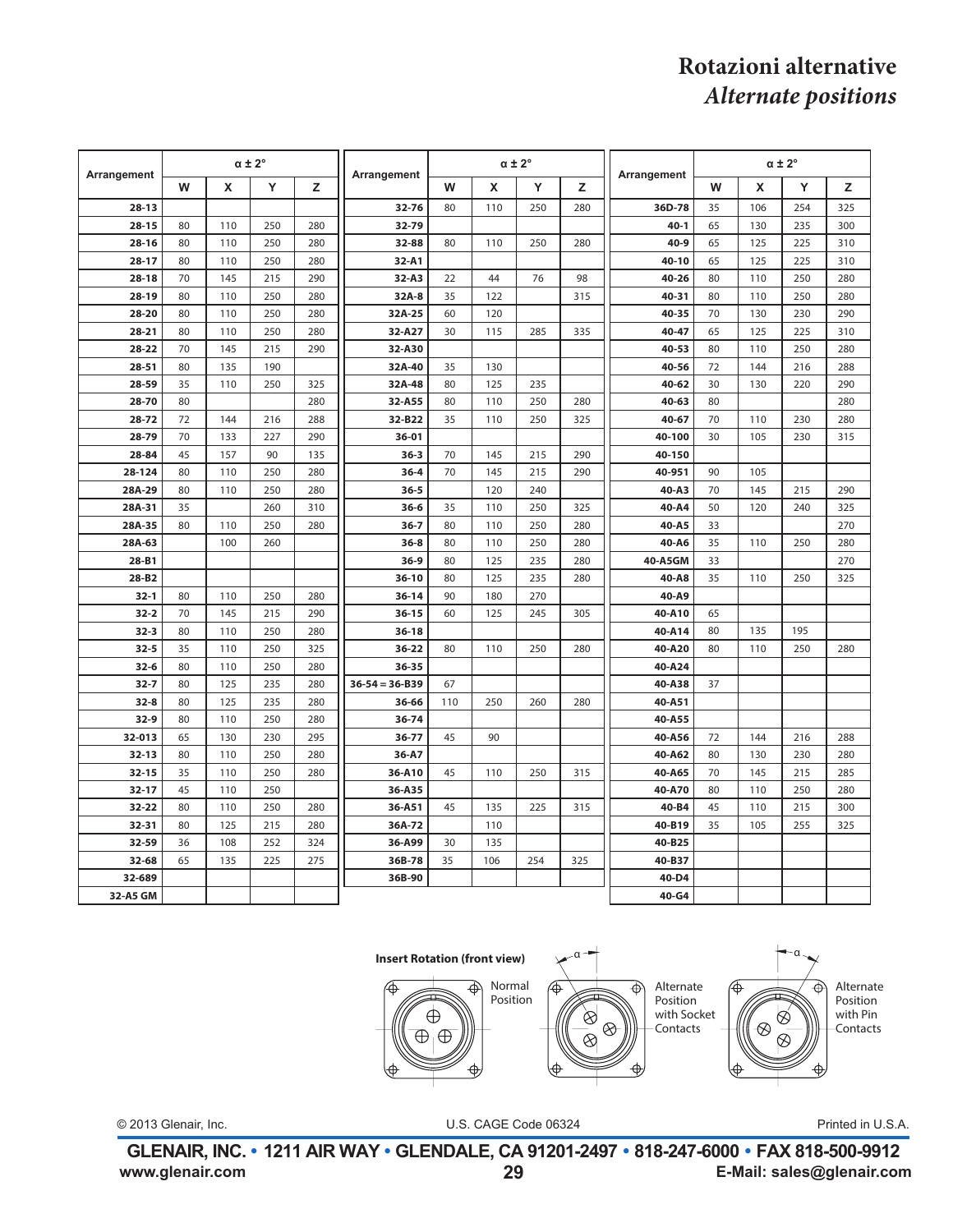# Rotazioni alternative

# *Alternate positions*

| Arrangement | α ± 2° | | | |
|---|---|---|---|---|
| | W | X | Y | Z |
| 28-13 | | | | |
| 28-15 | 80 | 110 | 250 | 280 |
| 28-16 | 80 | 110 | 250 | 280 |
| 28-17 | 80 | 110 | 250 | 280 |
| 28-18 | 70 | 145 | 215 | 290 |
| 28-19 | 80 | 110 | 250 | 280 |
| 28-20 | 80 | 110 | 250 | 280 |
| 28-21 | 80 | 110 | 250 | 280 |
| 28-22 | 70 | 145 | 215 | 290 |
| 28-51 | 80 | 135 | 190 | |
| 28-59 | 35 | 110 | 250 | 325 |
| 28-70 | 80 | | | 280 |
| 28-72 | 72 | 144 | 216 | 288 |
| 28-79 | 70 | 133 | 227 | 290 |
| 28-84 | 45 | 157 | 90 | 135 |
| 28-124 | 80 | 110 | 250 | 280 |
| 28A-29 | 80 | 110 | 250 | 280 |
| 28A-31 | 35 | | 260 | 310 |
| 28A-35 | 80 | 110 | 250 | 280 |
| 28A-63 | | 100 | 260 | |
| 28-B1 | | | | |
| 28-B2 | | | | |
| 32-1 | 80 | 110 | 250 | 280 |
| 32-2 | 70 | 145 | 215 | 290 |
| 32-3 | 80 | 110 | 250 | 280 |
| 32-5 | 35 | 110 | 250 | 325 |
| 32-6 | 80 | 110 | 250 | 280 |
| 32-7 | 80 | 125 | 235 | 280 |
| 32-8 | 80 | 125 | 235 | 280 |
| 32-9 | 80 | 110 | 250 | 280 |
| 32-013 | 65 | 130 | 230 | 295 |
| 32-13 | 80 | 110 | 250 | 280 |
| 32-15 | 35 | 110 | 250 | 280 |
| 32-17 | 45 | 110 | 250 | |
| 32-22 | 80 | 110 | 250 | 280 |
| 32-31 | 80 | 125 | 215 | 280 |
| 32-59 | 36 | 108 | 252 | 324 |
| 32-68 | 65 | 135 | 225 | 275 |
| 32-689 | | | | |
| 32-A5 GM | | | | |

| Arrangement | α ± 2° | | | |
|---|---|---|---|---|
| | W | X | Y | Z |
| 32-76 | 80 | 110 | 250 | 280 |
| 32-79 | | | | |
| 32-88 | 80 | 110 | 250 | 280 |
| 32-A1 | | | | |
| 32-A3 | 22 | 44 | 76 | 98 |
| 32A-8 | 35 | 122 | | 315 |
| 32A-25 | 60 | 120 | | |
| 32-A27 | 30 | 115 | 285 | 335 |
| 32-A30 | | | | |
| 32A-40 | 35 | 130 | | |
| 32A-48 | 80 | 125 | 235 | |
| 32-A55 | 80 | 110 | 250 | 280 |
| 32-B22 | 35 | 110 | 250 | 325 |
| 36-01 | | | | |
| 36-3 | 70 | 145 | 215 | 290 |
| 36-4 | 70 | 145 | 215 | 290 |
| 36-5 | | 120 | 240 | |
| 36-6 | 35 | 110 | 250 | 325 |
| 36-7 | 80 | 110 | 250 | 280 |
| 36-8 | 80 | 110 | 250 | 280 |
| 36-9 | 80 | 125 | 235 | 280 |
| 36-10 | 80 | 125 | 235 | 280 |
| 36-14 | 90 | 180 | 270 | |
| 36-15 | 60 | 125 | 245 | 305 |
| 36-18 | | | | |
| 36-22 | 80 | 110 | 250 | 280 |
| 36-35 | | | | |
| 36-54 = 36-B39 | 67 | | | |
| 36-66 | 110 | 250 | 260 | 280 |
| 36-74 | | | | |
| 36-77 | 45 | 90 | | |
| 36-A7 | | | | |
| 36-A10 | 45 | 110 | 250 | 315 |
| 36-A35 | | | | |
| 36-A51 | 45 | 135 | 225 | 315 |
| 36A-72 | | 110 | | |
| 36-A99 | 30 | 135 | | |
| 36B-78 | 35 | 106 | 254 | 325 |
| 36B-90 | | | | |

| Arrangement | α ± 2° | | | |
|---|---|---|---|---|
| | W | X | Y | Z |
| 36D-78 | 35 | 106 | 254 | 325 |
| 40-1 | 65 | 130 | 235 | 300 |
| 40-9 | 65 | 125 | 225 | 310 |
| 40-10 | 65 | 125 | 225 | 310 |
| 40-26 | 80 | 110 | 250 | 280 |
| 40-31 | 80 | 110 | 250 | 280 |
| 40-35 | 70 | 130 | 230 | 290 |
| 40-47 | 65 | 125 | 225 | 310 |
| 40-53 | 80 | 110 | 250 | 280 |
| 40-56 | 72 | 144 | 216 | 288 |
| 40-62 | 30 | 130 | 220 | 290 |
| 40-63 | 80 | | | 280 |
| 40-67 | 70 | 110 | 230 | 280 |
| 40-100 | 30 | 105 | 230 | 315 |
| 40-150 | | | | |
| 40-951 | 90 | 105 | | |
| 40-A3 | 70 | 145 | 215 | 290 |
| 40-A4 | 50 | 120 | 240 | 325 |
| 40-A5 | 33 | | | 270 |
| 40-A6 | 35 | 110 | 250 | 280 |
| 40-A5GM | 33 | | | 270 |
| 40-A8 | 35 | 110 | 250 | 325 |
| 40-A9 | | | | |
| 40-A10 | 65 | | | |
| 40-A14 | 80 | 135 | 195 | |
| 40-A20 | 80 | 110 | 250 | 280 |
| 40-A24 | | | | |
| 40-A38 | 37 | | | |
| 40-A51 | | | | |
| 40-A55 | | | | |
| 40-A56 | 72 | 144 | 216 | 288 |
| 40-A62 | 80 | 130 | 230 | 280 |
| 40-A65 | 70 | 145 | 215 | 285 |
| 40-A70 | 80 | 110 | 250 | 280 |
| 40-B4 | 45 | 110 | 215 | 300 |
| 40-B19 | 35 | 105 | 255 | 325 |
| 40-B25 | | | | |
| 40-B37 | | | | |
| 40-D4 | | | | |
| 40-G4 | | | | |

**Insert Rotation (front view)**

Normal Position

α

Alternate Position with Socket Contacts

α

Alternate Position with Pin Contacts

© 2013 Glenair, Inc. U.S. CAGE Code 06324 Printed in U.S.A.

**GLENAIR, INC. • 1211 AIR WAY • GLENDALE, CA 91201-2497 • 818-247-6000 • FAX 818-500-9912**

**www.glenair.com** **E-Mail: sales@glenair.com**